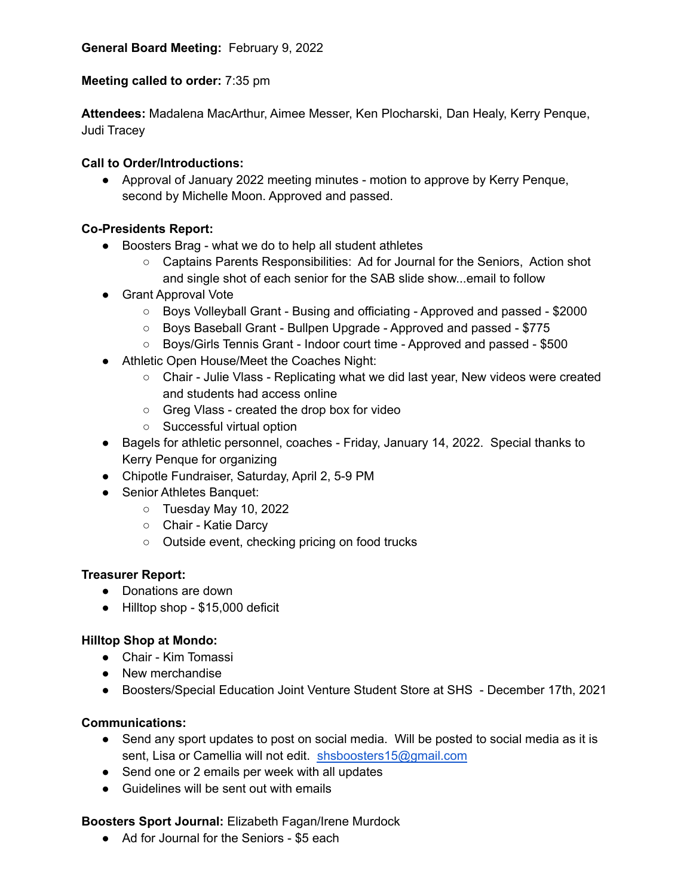**General Board Meeting:** February 9, 2022

**Meeting called to order:** 7:35 pm

**Attendees:** Madalena MacArthur, Aimee Messer, Ken Plocharski, Dan Healy, Kerry Penque, Judi Tracey

**Call to Order/Introductions:**

- Approval of January 2022 meeting minutes - motion to approve by Kerry Penque, second by Michelle Moon. Approved and passed.

**Co-Presidents Report:**

- Boosters Brag - what we do to help all student athletes
  - Captains Parents Responsibilities: Ad for Journal for the Seniors, Action shot and single shot of each senior for the SAB slide show...email to follow
- Grant Approval Vote
  - Boys Volleyball Grant - Busing and officiating - Approved and passed - $2000
  - Boys Baseball Grant - Bullpen Upgrade - Approved and passed - $775
  - Boys/Girls Tennis Grant - Indoor court time - Approved and passed - $500
- Athletic Open House/Meet the Coaches Night:
  - Chair - Julie Vlass - Replicating what we did last year, New videos were created and students had access online
  - Greg Vlass - created the drop box for video
  - Successful virtual option
- Bagels for athletic personnel, coaches - Friday, January 14, 2022. Special thanks to Kerry Penque for organizing
- Chipotle Fundraiser, Saturday, April 2, 5-9 PM
- Senior Athletes Banquet:
  - Tuesday May 10, 2022
  - Chair - Katie Darcy
  - Outside event, checking pricing on food trucks

**Treasurer Report:**

- Donations are down
- Hilltop shop - $15,000 deficit

**Hilltop Shop at Mondo:**

- Chair - Kim Tomassi
- New merchandise
- Boosters/Special Education Joint Venture Student Store at SHS - December 17th, 2021

**Communications:**

- Send any sport updates to post on social media. Will be posted to social media as it is sent, Lisa or Camellia will not edit. shsboosters15@gmail.com
- Send one or 2 emails per week with all updates
- Guidelines will be sent out with emails

**Boosters Sport Journal:** Elizabeth Fagan/Irene Murdock

- Ad for Journal for the Seniors - $5 each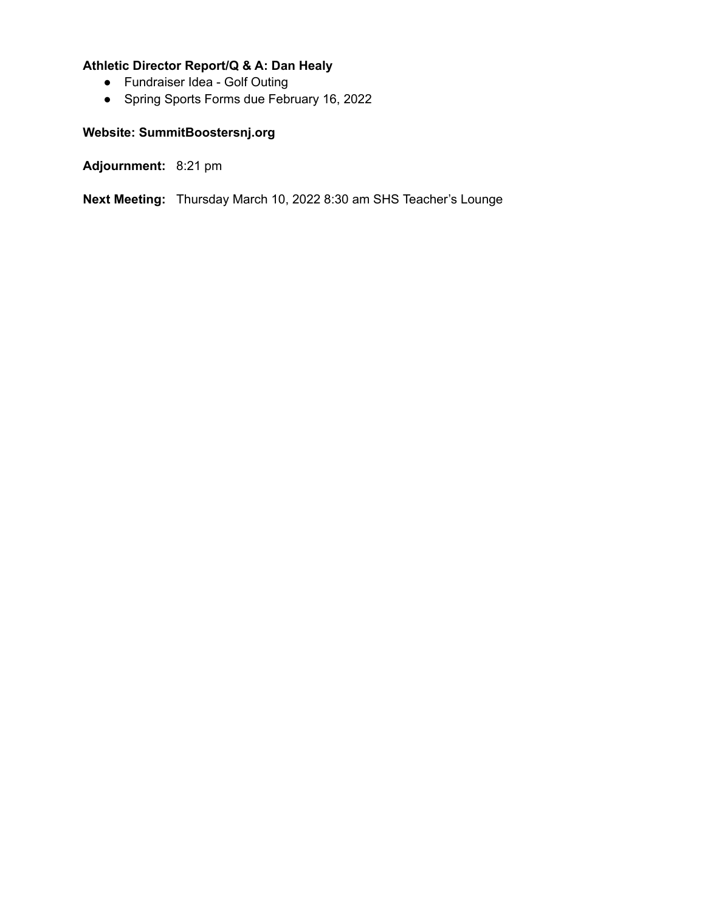**Athletic Director Report/Q & A: Dan Healy**

- Fundraiser Idea - Golf Outing
- Spring Sports Forms due February 16, 2022

**Website: SummitBoostersnj.org**

**Adjournment:** 8:21 pm

**Next Meeting:** Thursday March 10, 2022 8:30 am SHS Teacher's Lounge